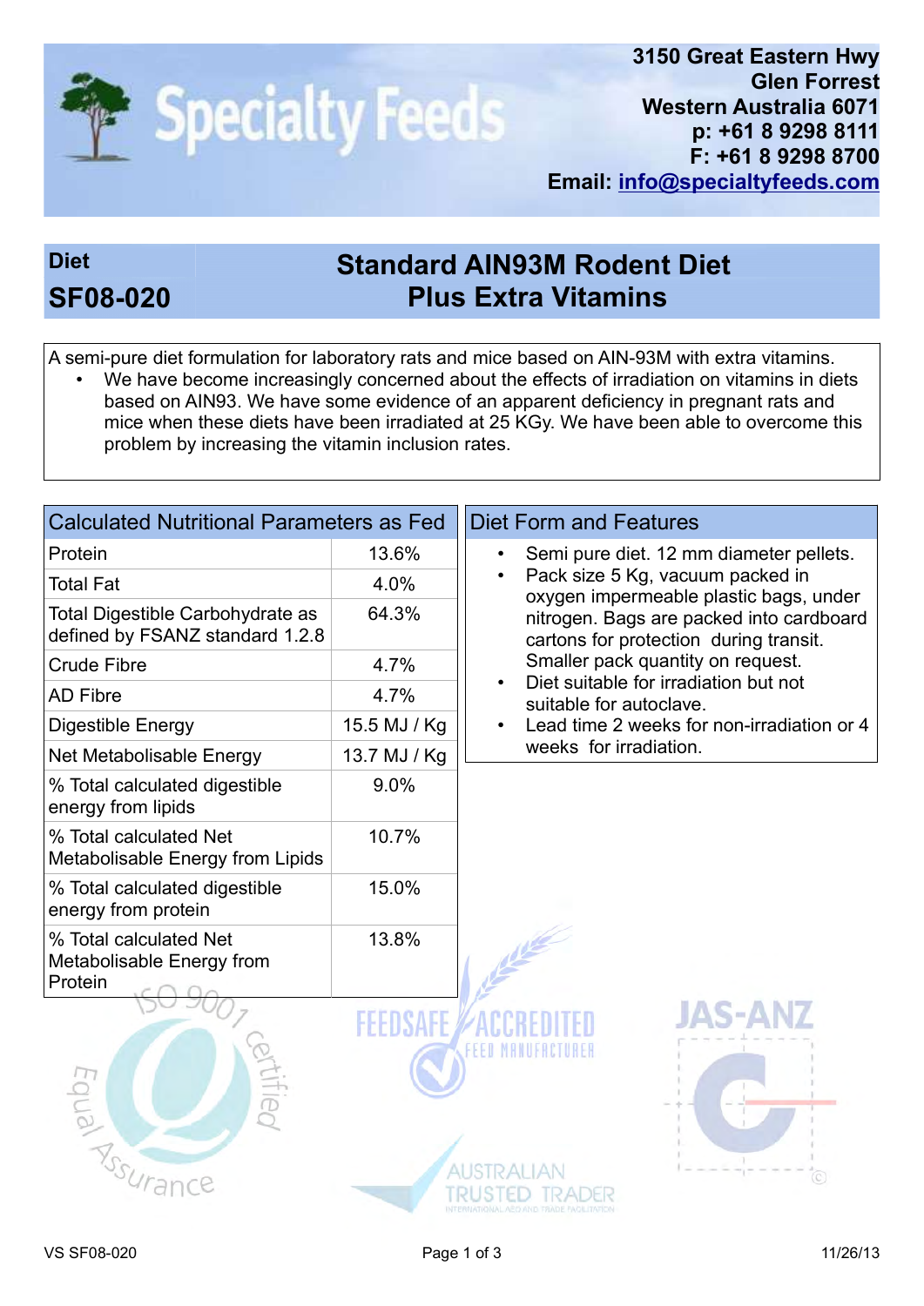# Specialty Feeds

3150 Great Eastern Hwy
Glen Forrest
Western Australia 6071
p: +61 8 9298 8111
F: +61 8 9298 8700
Email: info@specialtyfeeds.com

## Diet SF08-020

## Standard AIN93M Rodent Diet Plus Extra Vitamins

A semi-pure diet formulation for laboratory rats and mice based on AIN-93M with extra vitamins.

- We have become increasingly concerned about the effects of irradiation on vitamins in diets based on AIN93. We have some evidence of an apparent deficiency in pregnant rats and mice when these diets have been irradiated at 25 KGy. We have been able to overcome this problem by increasing the vitamin inclusion rates.

### Calculated Nutritional Parameters as Fed

| Parameter | Value |
|---|---|
| Protein | 13.6% |
| Total Fat | 4.0% |
| Total Digestible Carbohydrate as defined by FSANZ standard 1.2.8 | 64.3% |
| Crude Fibre | 4.7% |
| AD Fibre | 4.7% |
| Digestible Energy | 15.5 MJ / Kg |
| Net Metabolisable Energy | 13.7 MJ / Kg |
| % Total calculated digestible energy from lipids | 9.0% |
| % Total calculated Net Metabolisable Energy from Lipids | 10.7% |
| % Total calculated digestible energy from protein | 15.0% |
| % Total calculated Net Metabolisable Energy from Protein | 13.8% |

### Diet Form and Features

- Semi pure diet. 12 mm diameter pellets.
- Pack size 5 Kg, vacuum packed in oxygen impermeable plastic bags, under nitrogen. Bags are packed into cardboard cartons for protection during transit. Smaller pack quantity on request.
- Diet suitable for irradiation but not suitable for autoclave.
- Lead time 2 weeks for non-irradiation or 4 weeks for irradiation.

VS SF08-020 11/26/13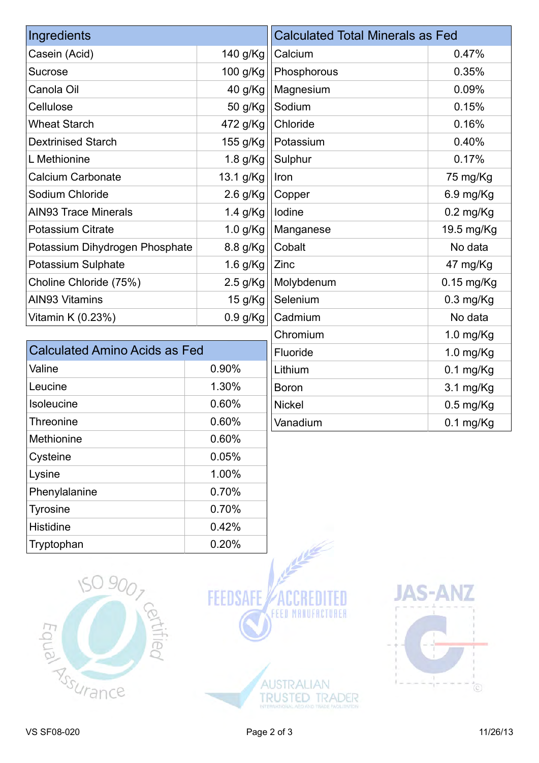| Ingredients | |
|---|---|
| Casein (Acid) | 140 g/Kg |
| Sucrose | 100 g/Kg |
| Canola Oil | 40 g/Kg |
| Cellulose | 50 g/Kg |
| Wheat Starch | 472 g/Kg |
| Dextrinised Starch | 155 g/Kg |
| L Methionine | 1.8 g/Kg |
| Calcium Carbonate | 13.1 g/Kg |
| Sodium Chloride | 2.6 g/Kg |
| AIN93 Trace Minerals | 1.4 g/Kg |
| Potassium Citrate | 1.0 g/Kg |
| Potassium Dihydrogen Phosphate | 8.8 g/Kg |
| Potassium Sulphate | 1.6 g/Kg |
| Choline Chloride (75%) | 2.5 g/Kg |
| AIN93 Vitamins | 15 g/Kg |
| Vitamin K (0.23%) | 0.9 g/Kg |

| Calculated Amino Acids as Fed | |
|---|---|
| Valine | 0.90% |
| Leucine | 1.30% |
| Isoleucine | 0.60% |
| Threonine | 0.60% |
| Methionine | 0.60% |
| Cysteine | 0.05% |
| Lysine | 1.00% |
| Phenylalanine | 0.70% |
| Tyrosine | 0.70% |
| Histidine | 0.42% |
| Tryptophan | 0.20% |

| Calculated Total Minerals as Fed | |
|---|---|
| Calcium | 0.47% |
| Phosphorous | 0.35% |
| Magnesium | 0.09% |
| Sodium | 0.15% |
| Chloride | 0.16% |
| Potassium | 0.40% |
| Sulphur | 0.17% |
| Iron | 75 mg/Kg |
| Copper | 6.9 mg/Kg |
| Iodine | 0.2 mg/Kg |
| Manganese | 19.5 mg/Kg |
| Cobalt | No data |
| Zinc | 47 mg/Kg |
| Molybdenum | 0.15 mg/Kg |
| Selenium | 0.3 mg/Kg |
| Cadmium | No data |
| Chromium | 1.0 mg/Kg |
| Fluoride | 1.0 mg/Kg |
| Lithium | 0.1 mg/Kg |
| Boron | 3.1 mg/Kg |
| Nickel | 0.5 mg/Kg |
| Vanadium | 0.1 mg/Kg |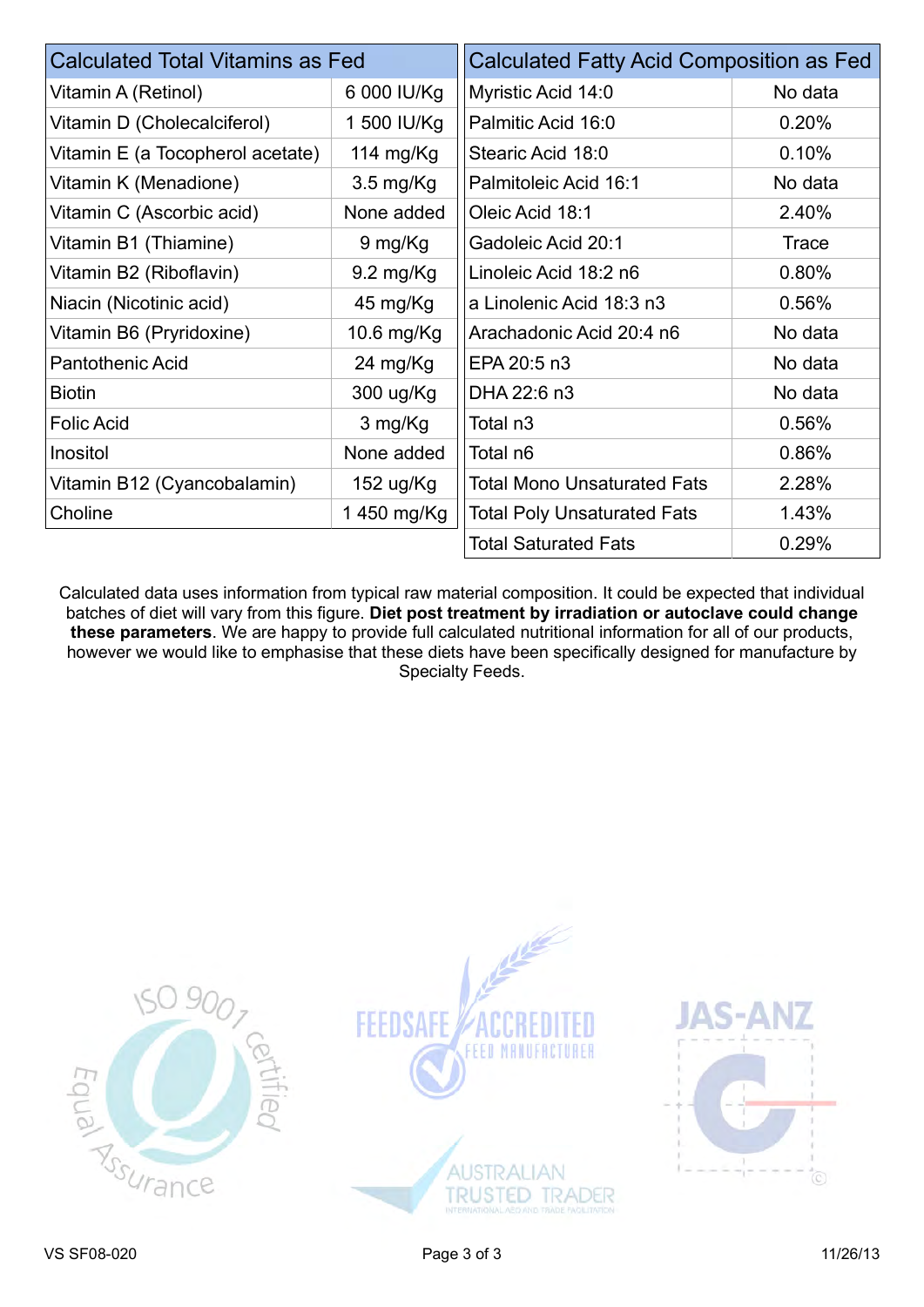| Calculated Total Vitamins as Fed | |
|---|---|
| Vitamin A (Retinol) | 6 000 IU/Kg |
| Vitamin D (Cholecalciferol) | 1 500 IU/Kg |
| Vitamin E (a Tocopherol acetate) | 114 mg/Kg |
| Vitamin K (Menadione) | 3.5 mg/Kg |
| Vitamin C (Ascorbic acid) | None added |
| Vitamin B1 (Thiamine) | 9 mg/Kg |
| Vitamin B2 (Riboflavin) | 9.2 mg/Kg |
| Niacin (Nicotinic acid) | 45 mg/Kg |
| Vitamin B6 (Pryridoxine) | 10.6 mg/Kg |
| Pantothenic Acid | 24 mg/Kg |
| Biotin | 300 ug/Kg |
| Folic Acid | 3 mg/Kg |
| Inositol | None added |
| Vitamin B12 (Cyancobalamin) | 152 ug/Kg |
| Choline | 1 450 mg/Kg |

| Calculated Fatty Acid Composition as Fed | |
|---|---|
| Myristic Acid 14:0 | No data |
| Palmitic Acid 16:0 | 0.20% |
| Stearic Acid 18:0 | 0.10% |
| Palmitoleic Acid 16:1 | No data |
| Oleic Acid 18:1 | 2.40% |
| Gadoleic Acid 20:1 | Trace |
| Linoleic Acid 18:2 n6 | 0.80% |
| a Linolenic Acid 18:3 n3 | 0.56% |
| Arachadonic Acid 20:4 n6 | No data |
| EPA 20:5 n3 | No data |
| DHA 22:6 n3 | No data |
| Total n3 | 0.56% |
| Total n6 | 0.86% |
| Total Mono Unsaturated Fats | 2.28% |
| Total Poly Unsaturated Fats | 1.43% |
| Total Saturated Fats | 0.29% |

Calculated data uses information from typical raw material composition. It could be expected that individual batches of diet will vary from this figure. **Diet post treatment by irradiation or autoclave could change these parameters**. We are happy to provide full calculated nutritional information for all of our products, however we would like to emphasise that these diets have been specifically designed for manufacture by Specialty Feeds.

ISO 9001 certified Equal Assurance

FEEDSAFE ACCREDITED FEED MANUFACTURER

AUSTRALIAN TRUSTED TRADER INTERNATIONAL AID AND TRADE FACILITATION

JAS-ANZ

VS SF08-020

11/26/13